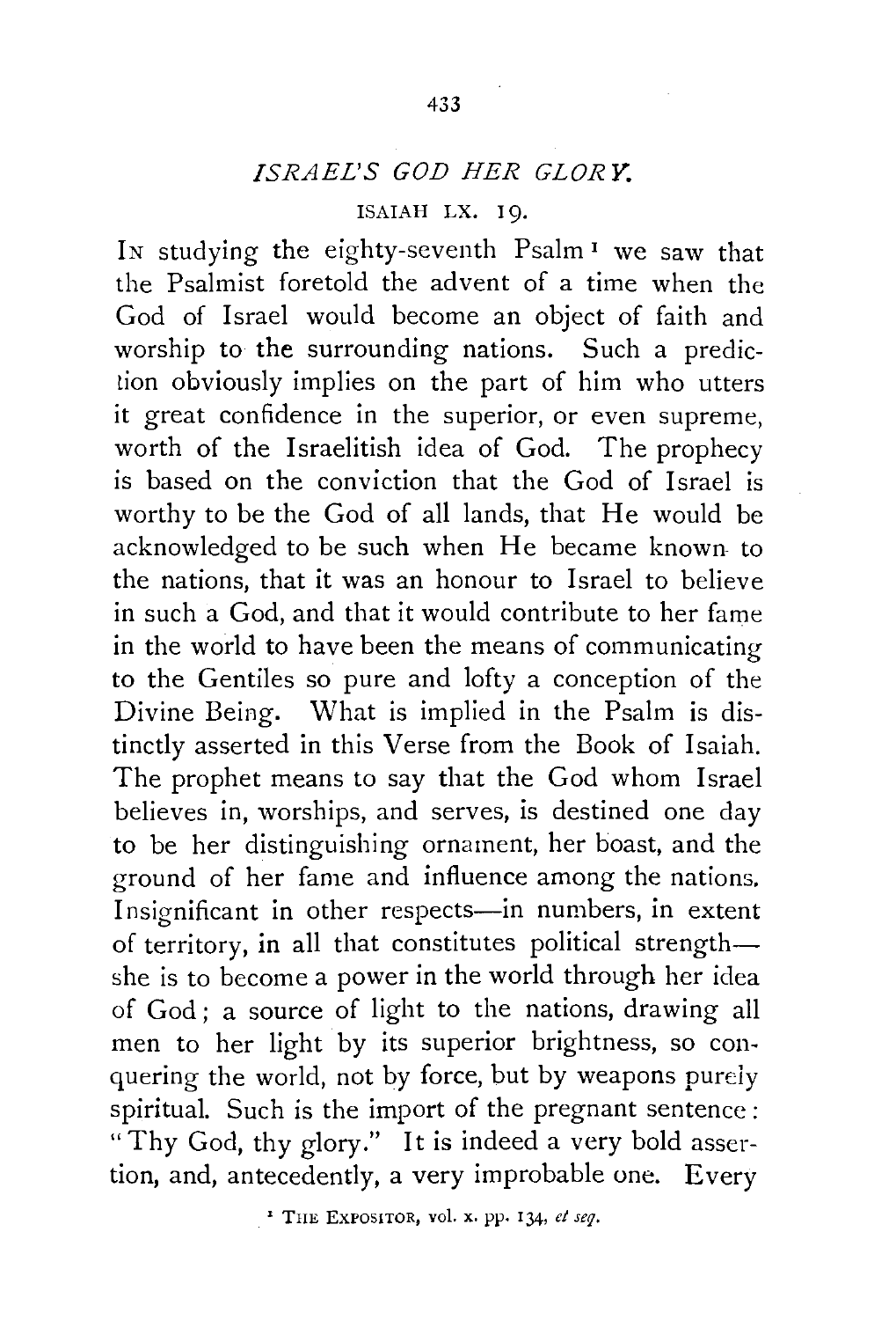# *ISRAEL'S GOD HER GLORY.*

ISAIAH LX. 19.

IN studying the eighty-seventh Psalm [1] we saw that the Psalmist foretold the advent of a time when the God of Israel would become an object of faith and worship to the surrounding nations. Such a prediction obviously implies on the part of him who utters it great confidence in the superior, or even supreme, worth of the Israelitish idea of God. The prophecy is based on the conviction that the God of Israel is worthy to be the God of all lands, that He would be acknowledged to be such when He became known to the nations, that it was an honour to Israel to believe in such a God, and that it would contribute to her fame in the world to have been the means of communicating to the Gentiles so pure and lofty a conception of the Divine Being. What is implied in the Psalm is distinctly asserted in this Verse from the Book of Isaiah. The prophet means to say that the God whom Israel believes in, worships, and serves, is destined one day to be her distinguishing ornament, her boast, and the ground of her fame and influence among the nations. Insignificant in other respects—in numbers, in extent of territory, in all that constitutes political strength—she is to become a power in the world through her idea of God; a source of light to the nations, drawing all men to her light by its superior brightness, so conquering the world, not by force, but by weapons purely spiritual. Such is the import of the pregnant sentence: "Thy God, thy glory." It is indeed a very bold assertion, and, antecedently, a very improbable one. Every

[1] THE EXPOSITOR, vol. x. pp. 134, *et seq.*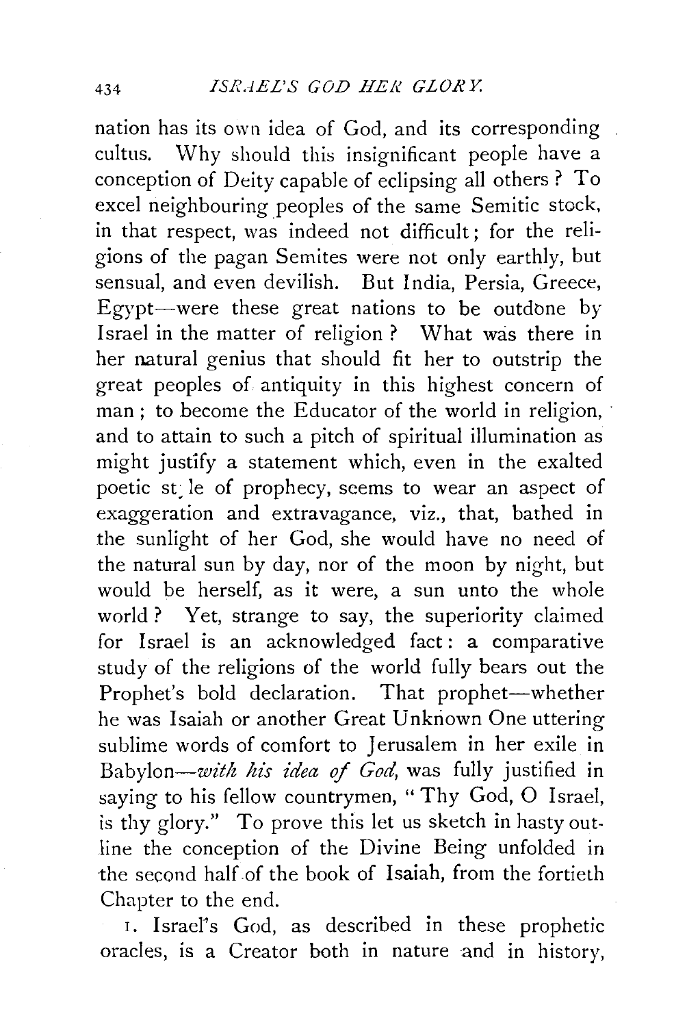nation has its own idea of God, and its corresponding cultus. Why should this insignificant people have a conception of Deity capable of eclipsing all others? To excel neighbouring peoples of the same Semitic stock, in that respect, was indeed not difficult; for the religions of the pagan Semites were not only earthly, but sensual, and even devilish. But India, Persia, Greece, Egypt—were these great nations to be outdone by Israel in the matter of religion? What was there in her natural genius that should fit her to outstrip the great peoples of antiquity in this highest concern of man; to become the Educator of the world in religion, and to attain to such a pitch of spiritual illumination as might justify a statement which, even in the exalted poetic style of prophecy, seems to wear an aspect of exaggeration and extravagance, viz., that, bathed in the sunlight of her God, she would have no need of the natural sun by day, nor of the moon by night, but would be herself, as it were, a sun unto the whole world? Yet, strange to say, the superiority claimed for Israel is an acknowledged fact: a comparative study of the religions of the world fully bears out the Prophet's bold declaration. That prophet—whether he was Isaiah or another Great Unknown One uttering sublime words of comfort to Jerusalem in her exile in Babylon—*with his idea of God*, was fully justified in saying to his fellow countrymen, "Thy God, O Israel, is thy glory." To prove this let us sketch in hasty outline the conception of the Divine Being unfolded in the second half of the book of Isaiah, from the fortieth Chapter to the end.

1. Israel's God, as described in these prophetic oracles, is a Creator both in nature and in history,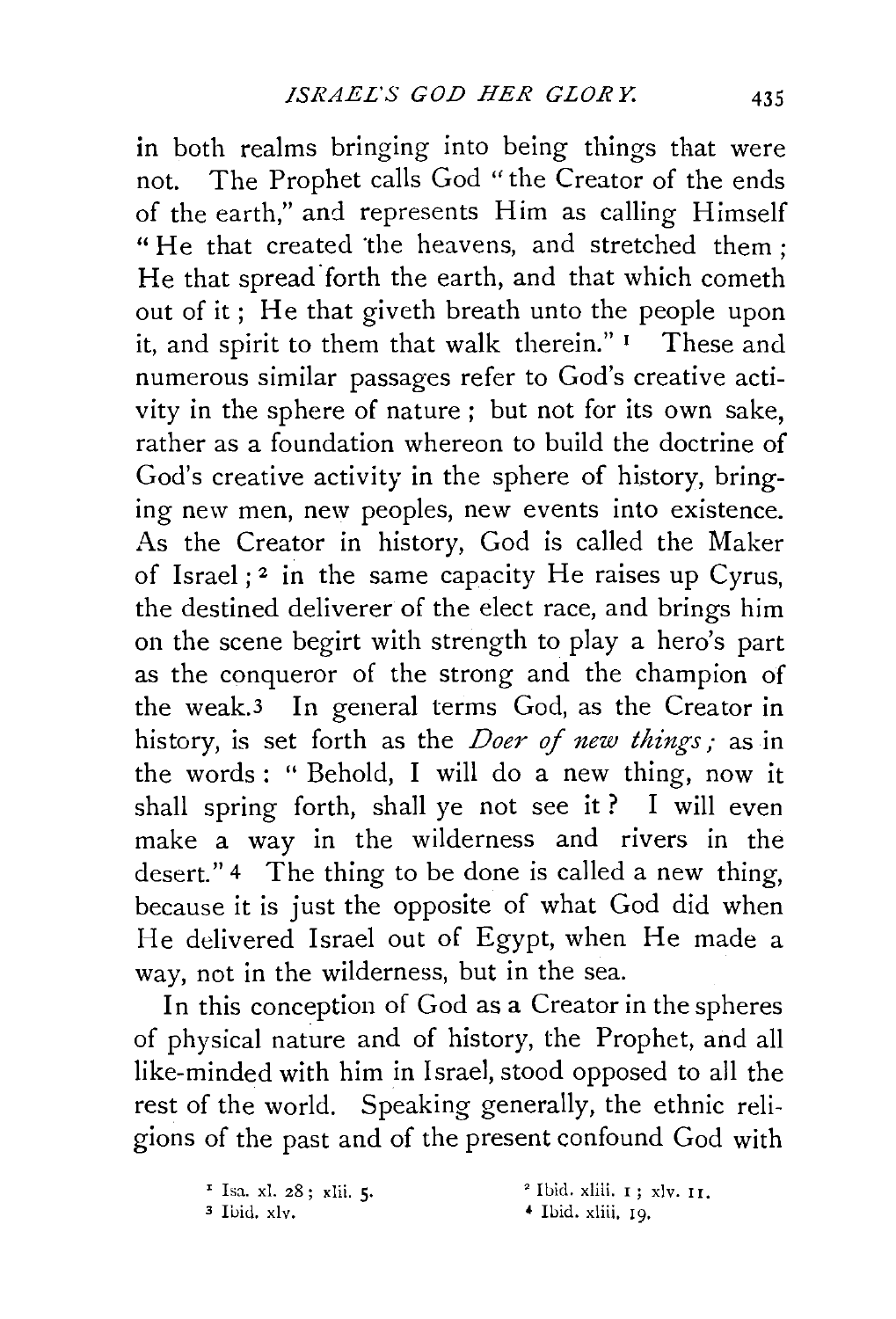in both realms bringing into being things that were not. The Prophet calls God "the Creator of the ends of the earth," and represents Him as calling Himself "He that created the heavens, and stretched them; He that spread forth the earth, and that which cometh out of it; He that giveth breath unto the people upon it, and spirit to them that walk therein."[1] These and numerous similar passages refer to God's creative activity in the sphere of nature; but not for its own sake, rather as a foundation whereon to build the doctrine of God's creative activity in the sphere of history, bringing new men, new peoples, new events into existence. As the Creator in history, God is called the Maker of Israel;[2] in the same capacity He raises up Cyrus, the destined deliverer of the elect race, and brings him on the scene begirt with strength to play a hero's part as the conqueror of the strong and the champion of the weak.[3] In general terms God, as the Creator in history, is set forth as the *Doer of new things*; as in the words: "Behold, I will do a new thing, now it shall spring forth, shall ye not see it? I will even make a way in the wilderness and rivers in the desert."[4] The thing to be done is called a new thing, because it is just the opposite of what God did when He delivered Israel out of Egypt, when He made a way, not in the wilderness, but in the sea.

In this conception of God as a Creator in the spheres of physical nature and of history, the Prophet, and all like-minded with him in Israel, stood opposed to all the rest of the world. Speaking generally, the ethnic religions of the past and of the present confound God with

[1] Isa. xl. 28; xlii. 5.
[2] Ibid. xliii. 1; xlv. 11.
[3] Ibid. xlv.
[4] Ibid. xliii. 19.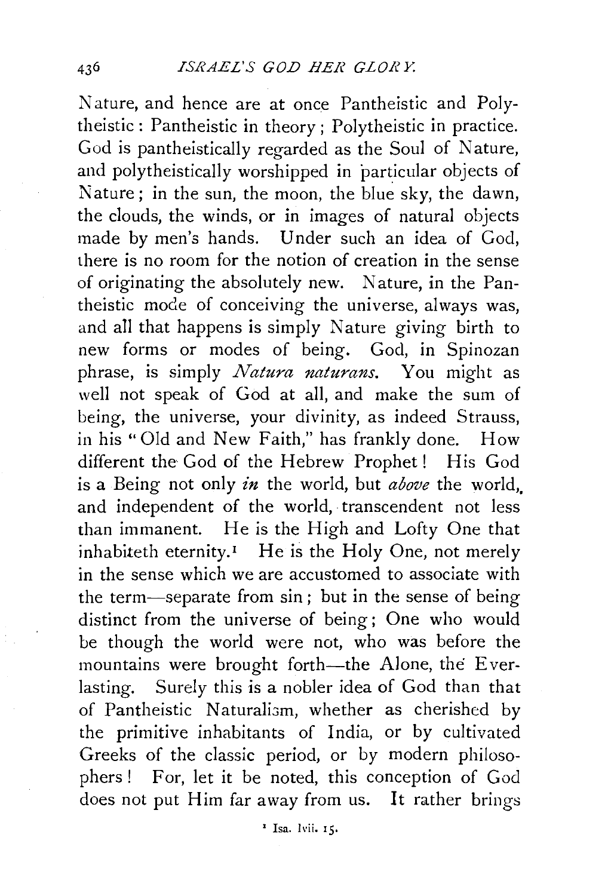Nature, and hence are at once Pantheistic and Polytheistic: Pantheistic in theory; Polytheistic in practice. God is pantheistically regarded as the Soul of Nature, and polytheistically worshipped in particular objects of Nature; in the sun, the moon, the blue sky, the dawn, the clouds, the winds, or in images of natural objects made by men's hands. Under such an idea of God, there is no room for the notion of creation in the sense of originating the absolutely new. Nature, in the Pantheistic mode of conceiving the universe, always was, and all that happens is simply Nature giving birth to new forms or modes of being. God, in Spinozan phrase, is simply *Natura naturans*. You might as well not speak of God at all, and make the sum of being, the universe, your divinity, as indeed Strauss, in his "Old and New Faith," has frankly done. How different the God of the Hebrew Prophet! His God is a Being not only *in* the world, but *above* the world, and independent of the world, transcendent not less than immanent. He is the High and Lofty One that inhabiteth eternity.[1] He is the Holy One, not merely in the sense which we are accustomed to associate with the term—separate from sin; but in the sense of being distinct from the universe of being; One who would be though the world were not, who was before the mountains were brought forth—the Alone, the Everlasting. Surely this is a nobler idea of God than that of Pantheistic Naturalism, whether as cherished by the primitive inhabitants of India, or by cultivated Greeks of the classic period, or by modern philosophers! For, let it be noted, this conception of God does not put Him far away from us. It rather brings

[1] Isa. lvii. 15.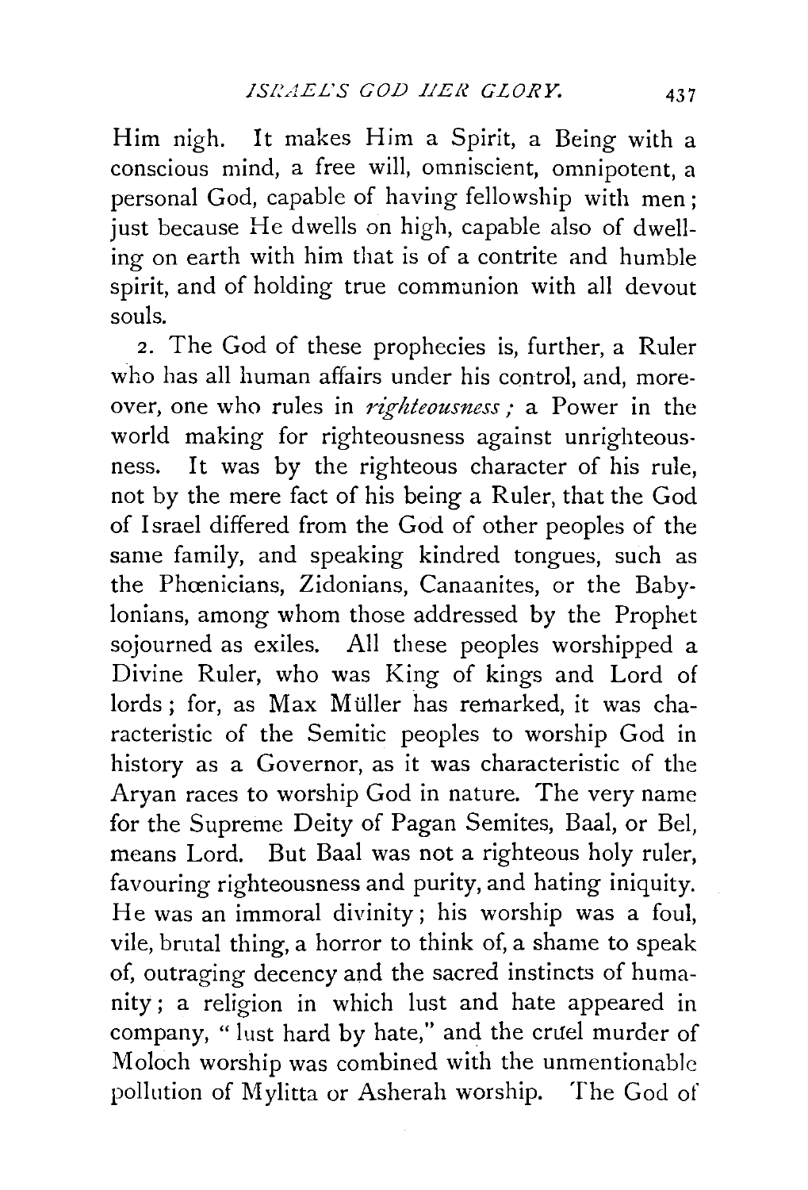Him nigh. It makes Him a Spirit, a Being with a conscious mind, a free will, omniscient, omnipotent, a personal God, capable of having fellowship with men; just because He dwells on high, capable also of dwelling on earth with him that is of a contrite and humble spirit, and of holding true communion with all devout souls.

2. The God of these prophecies is, further, a Ruler who has all human affairs under his control, and, moreover, one who rules in *righteousness*; a Power in the world making for righteousness against unrighteousness. It was by the righteous character of his rule, not by the mere fact of his being a Ruler, that the God of Israel differed from the God of other peoples of the same family, and speaking kindred tongues, such as the Phœnicians, Zidonians, Canaanites, or the Babylonians, among whom those addressed by the Prophet sojourned as exiles. All these peoples worshipped a Divine Ruler, who was King of kings and Lord of lords; for, as Max Müller has remarked, it was characteristic of the Semitic peoples to worship God in history as a Governor, as it was characteristic of the Aryan races to worship God in nature. The very name for the Supreme Deity of Pagan Semites, Baal, or Bel, means Lord. But Baal was not a righteous holy ruler, favouring righteousness and purity, and hating iniquity. He was an immoral divinity; his worship was a foul, vile, brutal thing, a horror to think of, a shame to speak of, outraging decency and the sacred instincts of humanity; a religion in which lust and hate appeared in company, "lust hard by hate," and the cruel murder of Moloch worship was combined with the unmentionable pollution of Mylitta or Asherah worship. The God of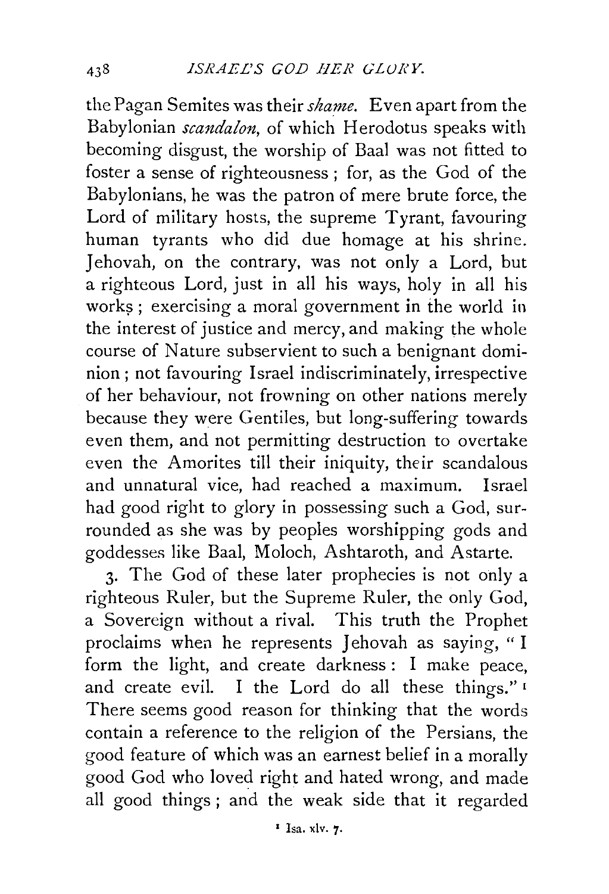the Pagan Semites was their *shame*. Even apart from the Babylonian *scandalon*, of which Herodotus speaks with becoming disgust, the worship of Baal was not fitted to foster a sense of righteousness; for, as the God of the Babylonians, he was the patron of mere brute force, the Lord of military hosts, the supreme Tyrant, favouring human tyrants who did due homage at his shrine. Jehovah, on the contrary, was not only a Lord, but a righteous Lord, just in all his ways, holy in all his works; exercising a moral government in the world in the interest of justice and mercy, and making the whole course of Nature subservient to such a benignant dominion; not favouring Israel indiscriminately, irrespective of her behaviour, not frowning on other nations merely because they were Gentiles, but long-suffering towards even them, and not permitting destruction to overtake even the Amorites till their iniquity, their scandalous and unnatural vice, had reached a maximum. Israel had good right to glory in possessing such a God, surrounded as she was by peoples worshipping gods and goddesses like Baal, Moloch, Ashtaroth, and Astarte.

3. The God of these later prophecies is not only a righteous Ruler, but the Supreme Ruler, the only God, a Sovereign without a rival. This truth the Prophet proclaims when he represents Jehovah as saying, "I form the light, and create darkness: I make peace, and create evil. I the Lord do all these things."[1] There seems good reason for thinking that the words contain a reference to the religion of the Persians, the good feature of which was an earnest belief in a morally good God who loved right and hated wrong, and made all good things; and the weak side that it regarded

[1] Isa. xlv. 7.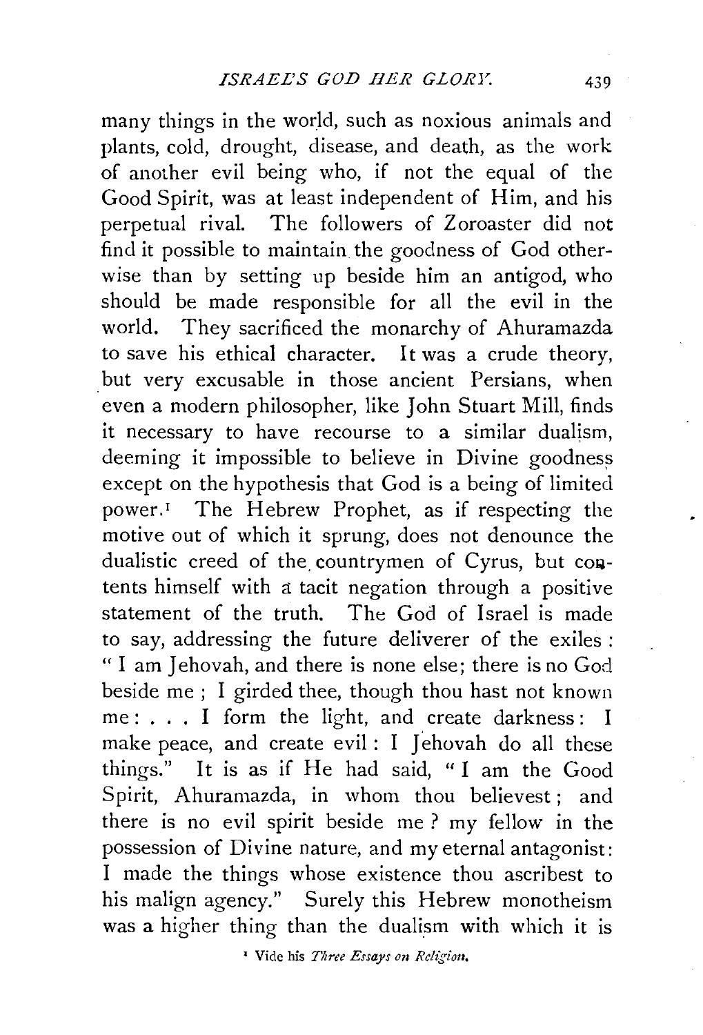many things in the world, such as noxious animals and plants, cold, drought, disease, and death, as the work of another evil being who, if not the equal of the Good Spirit, was at least independent of Him, and his perpetual rival. The followers of Zoroaster did not find it possible to maintain the goodness of God otherwise than by setting up beside him an antigod, who should be made responsible for all the evil in the world. They sacrificed the monarchy of Ahuramazda to save his ethical character. It was a crude theory, but very excusable in those ancient Persians, when even a modern philosopher, like John Stuart Mill, finds it necessary to have recourse to a similar dualism, deeming it impossible to believe in Divine goodness except on the hypothesis that God is a being of limited power.[1] The Hebrew Prophet, as if respecting the motive out of which it sprung, does not denounce the dualistic creed of the countrymen of Cyrus, but contents himself with a tacit negation through a positive statement of the truth. The God of Israel is made to say, addressing the future deliverer of the exiles: "I am Jehovah, and there is none else; there is no God beside me; I girded thee, though thou hast not known me: . . . I form the light, and create darkness: I make peace, and create evil: I Jehovah do all these things." It is as if He had said, "I am the Good Spirit, Ahuramazda, in whom thou believest; and there is no evil spirit beside me? my fellow in the possession of Divine nature, and my eternal antagonist: I made the things whose existence thou ascribest to his malign agency." Surely this Hebrew monotheism was a higher thing than the dualism with which it is

[1] Vide his *Three Essays on Religion.*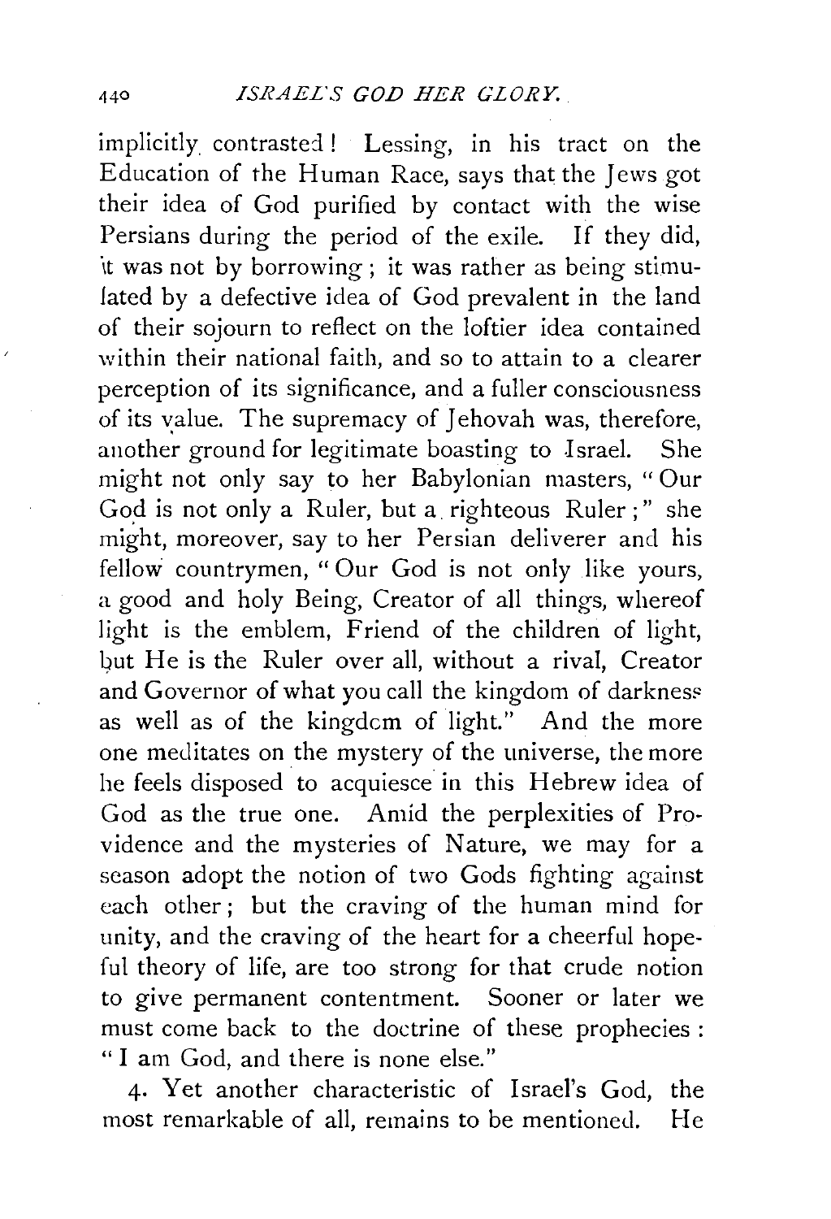implicitly contrasted! Lessing, in his tract on the Education of the Human Race, says that the Jews got their idea of God purified by contact with the wise Persians during the period of the exile. If they did, it was not by borrowing; it was rather as being stimulated by a defective idea of God prevalent in the land of their sojourn to reflect on the loftier idea contained within their national faith, and so to attain to a clearer perception of its significance, and a fuller consciousness of its value. The supremacy of Jehovah was, therefore, another ground for legitimate boasting to Israel. She might not only say to her Babylonian masters, "Our God is not only a Ruler, but a righteous Ruler;" she might, moreover, say to her Persian deliverer and his fellow countrymen, "Our God is not only like yours, a good and holy Being, Creator of all things, whereof light is the emblem, Friend of the children of light, but He is the Ruler over all, without a rival, Creator and Governor of what you call the kingdom of darkness as well as of the kingdom of light." And the more one meditates on the mystery of the universe, the more he feels disposed to acquiesce in this Hebrew idea of God as the true one. Amid the perplexities of Providence and the mysteries of Nature, we may for a season adopt the notion of two Gods fighting against each other; but the craving of the human mind for unity, and the craving of the heart for a cheerful hopeful theory of life, are too strong for that crude notion to give permanent contentment. Sooner or later we must come back to the doctrine of these prophecies: "I am God, and there is none else."

4. Yet another characteristic of Israel's God, the most remarkable of all, remains to be mentioned. He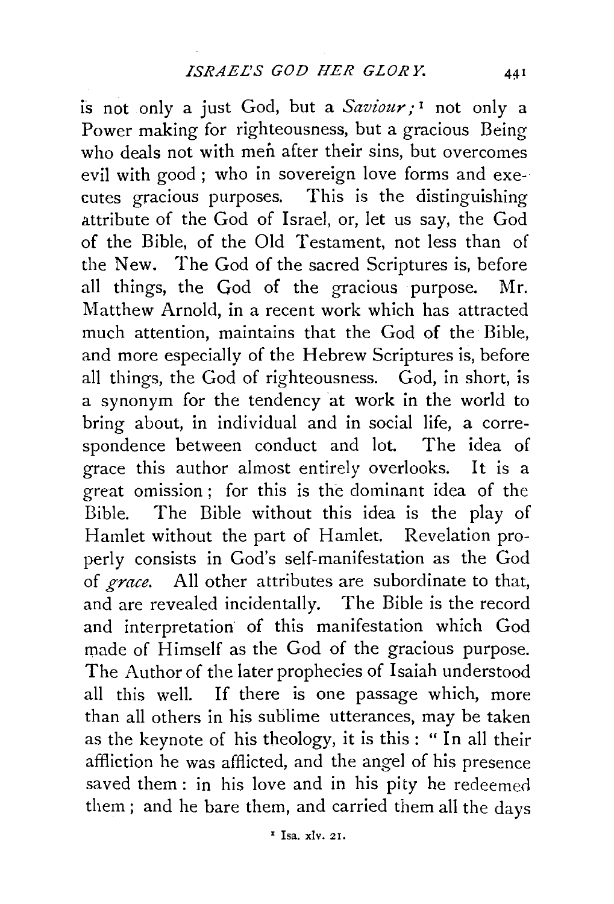is not only a just God, but a *Saviour;*[1] not only a Power making for righteousness, but a gracious Being who deals not with men after their sins, but overcomes evil with good; who in sovereign love forms and executes gracious purposes. This is the distinguishing attribute of the God of Israel, or, let us say, the God of the Bible, of the Old Testament, not less than of the New. The God of the sacred Scriptures is, before all things, the God of the gracious purpose. Mr. Matthew Arnold, in a recent work which has attracted much attention, maintains that the God of the Bible, and more especially of the Hebrew Scriptures is, before all things, the God of righteousness. God, in short, is a synonym for the tendency at work in the world to bring about, in individual and in social life, a correspondence between conduct and lot. The idea of grace this author almost entirely overlooks. It is a great omission; for this is the dominant idea of the Bible. The Bible without this idea is the play of Hamlet without the part of Hamlet. Revelation properly consists in God's self-manifestation as the God of *grace.* All other attributes are subordinate to that, and are revealed incidentally. The Bible is the record and interpretation of this manifestation which God made of Himself as the God of the gracious purpose. The Author of the later prophecies of Isaiah understood all this well. If there is one passage which, more than all others in his sublime utterances, may be taken as the keynote of his theology, it is this: "In all their affliction he was afflicted, and the angel of his presence saved them: in his love and in his pity he redeemed them; and he bare them, and carried them all the days

[1] Isa. xlv. 21.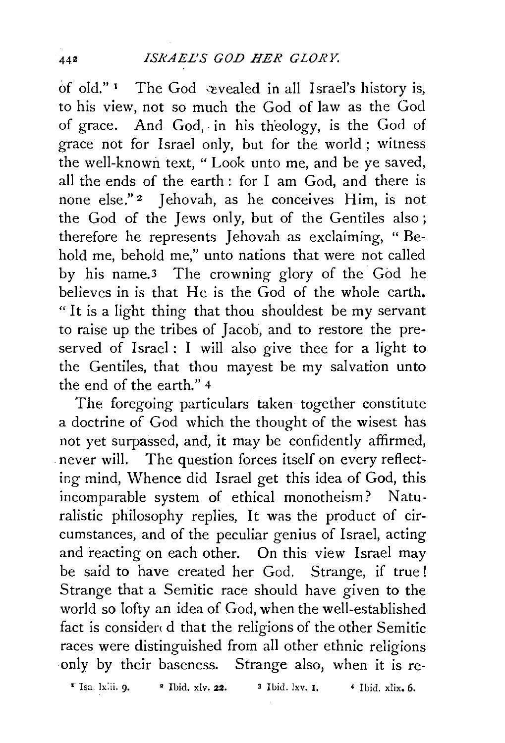of old."[1] The God revealed in all Israel's history is, to his view, not so much the God of law as the God of grace. And God, in his theology, is the God of grace not for Israel only, but for the world; witness the well-known text, "Look unto me, and be ye saved, all the ends of the earth: for I am God, and there is none else."[2] Jehovah, as he conceives Him, is not the God of the Jews only, but of the Gentiles also; therefore he represents Jehovah as exclaiming, "Behold me, behold me," unto nations that were not called by his name.[3] The crowning glory of the God he believes in is that He is the God of the whole earth. "It is a light thing that thou shouldest be my servant to raise up the tribes of Jacob, and to restore the preserved of Israel: I will also give thee for a light to the Gentiles, that thou mayest be my salvation unto the end of the earth."[4]

The foregoing particulars taken together constitute a doctrine of God which the thought of the wisest has not yet surpassed, and, it may be confidently affirmed, never will. The question forces itself on every reflecting mind, Whence did Israel get this idea of God, this incomparable system of ethical monotheism? Naturalistic philosophy replies, It was the product of circumstances, and of the peculiar genius of Israel, acting and reacting on each other. On this view Israel may be said to have created her God. Strange, if true! Strange that a Semitic race should have given to the world so lofty an idea of God, when the well-established fact is considered that the religions of the other Semitic races were distinguished from all other ethnic religions only by their baseness. Strange also, when it is re-

[1] Isa. lxiii. 9. [2] Ibid. xlv. 22. [3] Ibid. lxv. 1. [4] Ibid. xlix. 6.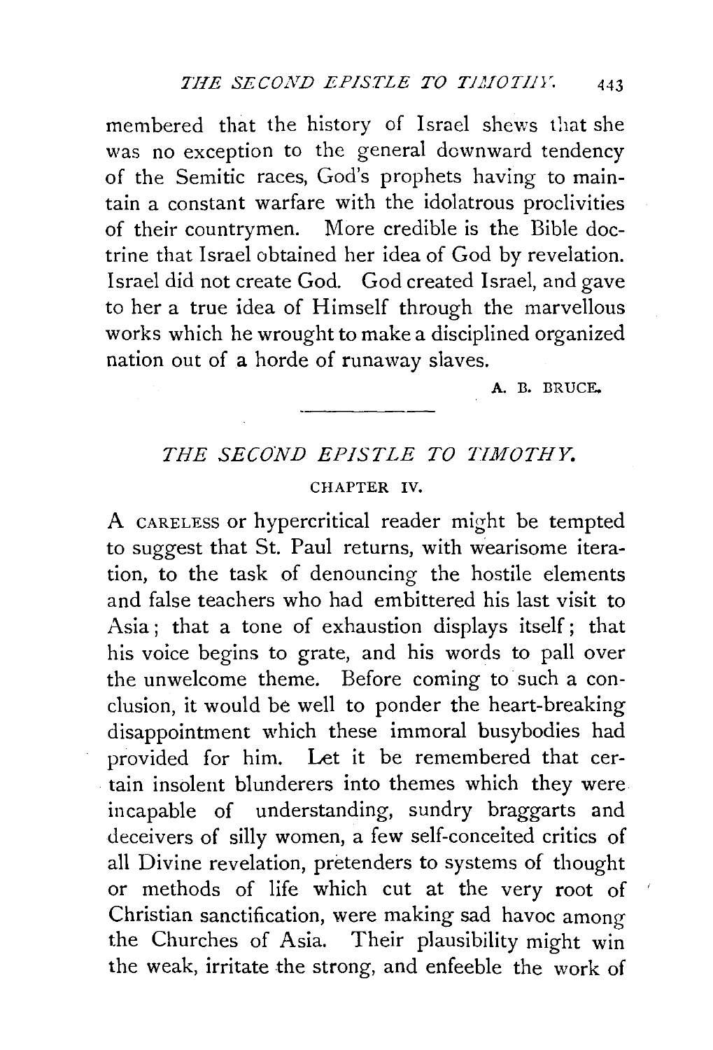membered that the history of Israel shews that she was no exception to the general downward tendency of the Semitic races, God's prophets having to maintain a constant warfare with the idolatrous proclivities of their countrymen. More credible is the Bible doctrine that Israel obtained her idea of God by revelation. Israel did not create God. God created Israel, and gave to her a true idea of Himself through the marvellous works which he wrought to make a disciplined organized nation out of a horde of runaway slaves.

A. B. BRUCE.

---

## *THE SECOND EPISTLE TO TIMOTHY.*

### CHAPTER IV.

A CARELESS or hypercritical reader might be tempted to suggest that St. Paul returns, with wearisome iteration, to the task of denouncing the hostile elements and false teachers who had embittered his last visit to Asia; that a tone of exhaustion displays itself; that his voice begins to grate, and his words to pall over the unwelcome theme. Before coming to such a conclusion, it would be well to ponder the heart-breaking disappointment which these immoral busybodies had provided for him. Let it be remembered that certain insolent blunderers into themes which they were incapable of understanding, sundry braggarts and deceivers of silly women, a few self-conceited critics of all Divine revelation, pretenders to systems of thought or methods of life which cut at the very root of Christian sanctification, were making sad havoc among the Churches of Asia. Their plausibility might win the weak, irritate the strong, and enfeeble the work of